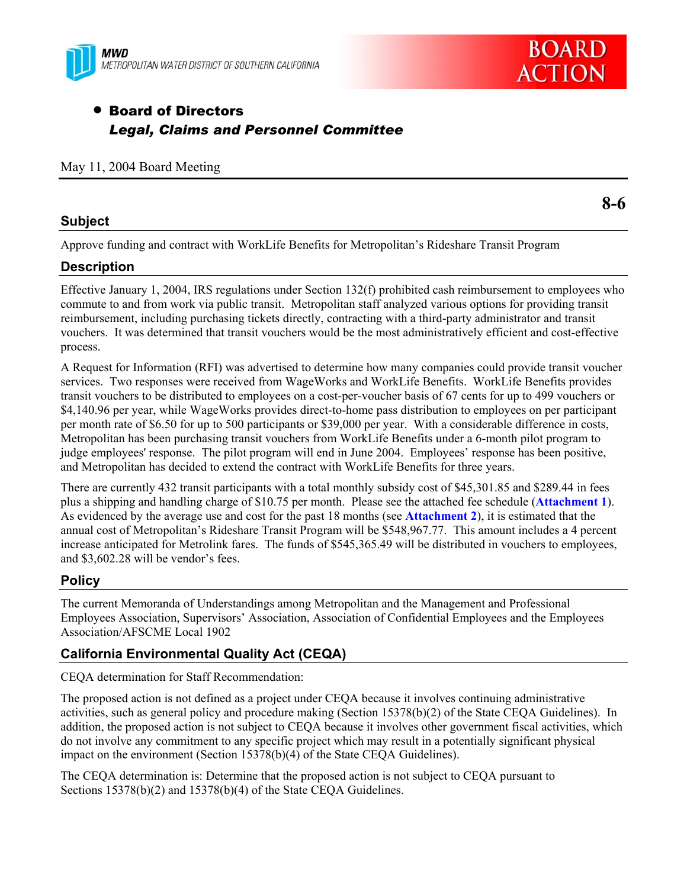MWD
METROPOLITAN WATER DISTRICT OF SOUTHERN CALIFORNIA

BOARD ACTION

- **Board of Directors**
  ***Legal, Claims and Personnel Committee***

May 11, 2004 Board Meeting

**8-6**

## Subject

Approve funding and contract with WorkLife Benefits for Metropolitan's Rideshare Transit Program

## Description

Effective January 1, 2004, IRS regulations under Section 132(f) prohibited cash reimbursement to employees who commute to and from work via public transit. Metropolitan staff analyzed various options for providing transit reimbursement, including purchasing tickets directly, contracting with a third-party administrator and transit vouchers. It was determined that transit vouchers would be the most administratively efficient and cost-effective process.

A Request for Information (RFI) was advertised to determine how many companies could provide transit voucher services. Two responses were received from WageWorks and WorkLife Benefits. WorkLife Benefits provides transit vouchers to be distributed to employees on a cost-per-voucher basis of 67 cents for up to 499 vouchers or $4,140.96 per year, while WageWorks provides direct-to-home pass distribution to employees on per participant per month rate of $6.50 for up to 500 participants or $39,000 per year. With a considerable difference in costs, Metropolitan has been purchasing transit vouchers from WorkLife Benefits under a 6-month pilot program to judge employees' response. The pilot program will end in June 2004. Employees' response has been positive, and Metropolitan has decided to extend the contract with WorkLife Benefits for three years.

There are currently 432 transit participants with a total monthly subsidy cost of $45,301.85 and $289.44 in fees plus a shipping and handling charge of $10.75 per month. Please see the attached fee schedule (**Attachment 1**). As evidenced by the average use and cost for the past 18 months (see **Attachment 2**), it is estimated that the annual cost of Metropolitan's Rideshare Transit Program will be $548,967.77. This amount includes a 4 percent increase anticipated for Metrolink fares. The funds of $545,365.49 will be distributed in vouchers to employees, and $3,602.28 will be vendor's fees.

## Policy

The current Memoranda of Understandings among Metropolitan and the Management and Professional Employees Association, Supervisors' Association, Association of Confidential Employees and the Employees Association/AFSCME Local 1902

## California Environmental Quality Act (CEQA)

CEQA determination for Staff Recommendation:

The proposed action is not defined as a project under CEQA because it involves continuing administrative activities, such as general policy and procedure making (Section 15378(b)(2) of the State CEQA Guidelines). In addition, the proposed action is not subject to CEQA because it involves other government fiscal activities, which do not involve any commitment to any specific project which may result in a potentially significant physical impact on the environment (Section 15378(b)(4) of the State CEQA Guidelines).

The CEQA determination is: Determine that the proposed action is not subject to CEQA pursuant to Sections 15378(b)(2) and 15378(b)(4) of the State CEQA Guidelines.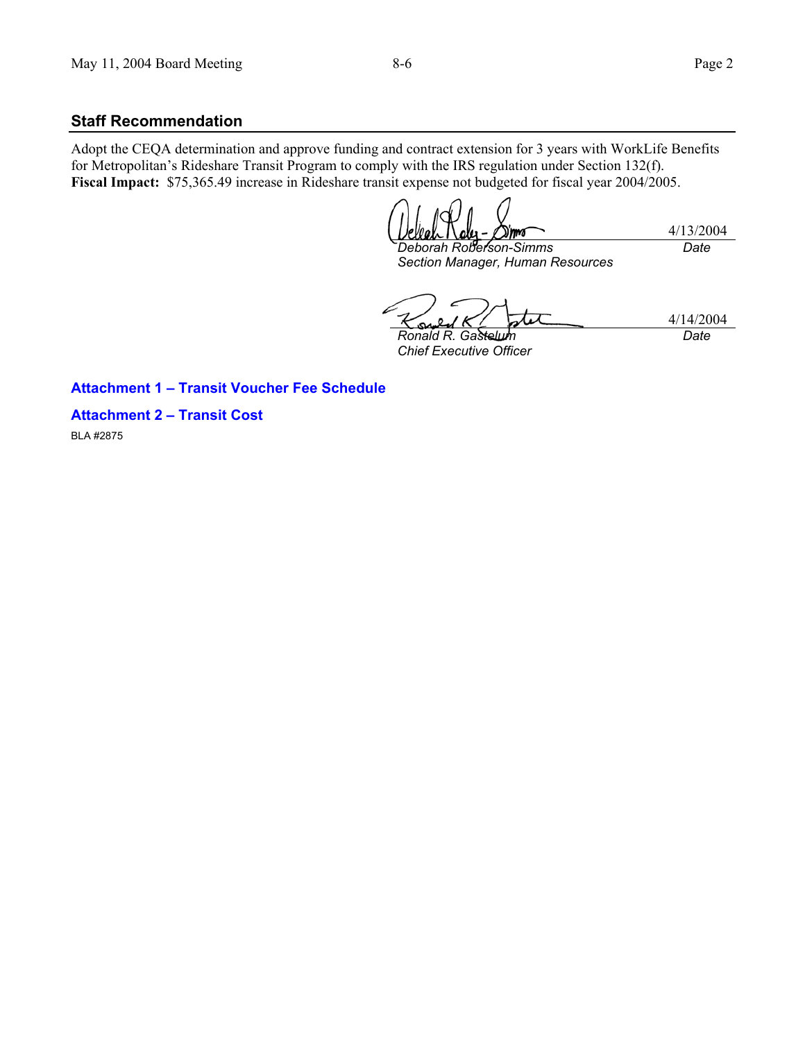## Staff Recommendation

Adopt the CEQA determination and approve funding and contract extension for 3 years with WorkLife Benefits for Metropolitan's Rideshare Transit Program to comply with the IRS regulation under Section 132(f).
**Fiscal Impact:** $75,365.49 increase in Rideshare transit expense not budgeted for fiscal year 2004/2005.

| | |
|---|---|
| *Deborah Roberson-Simms*<br>*Section Manager, Human Resources* | 4/13/2004<br>*Date* |
| *Ronald R. Gastelum*<br>*Chief Executive Officer* | 4/14/2004<br>*Date* |

**Attachment 1 – Transit Voucher Fee Schedule**

**Attachment 2 – Transit Cost**

BLA #2875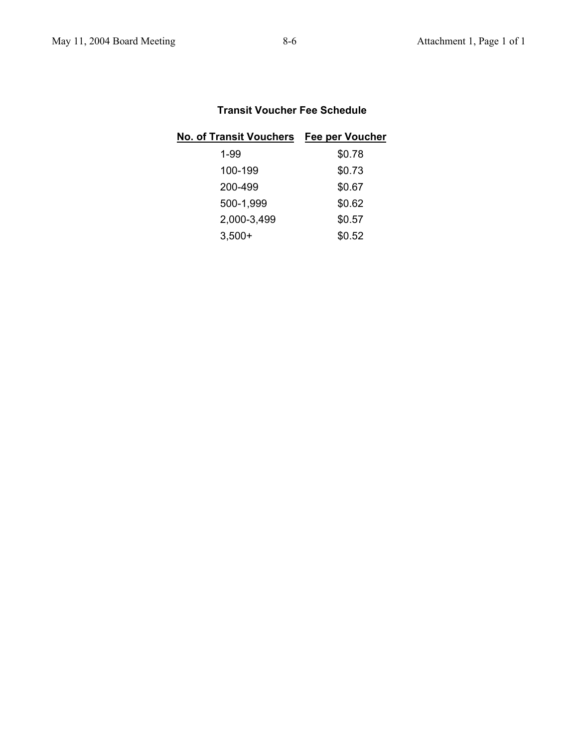## Transit Voucher Fee Schedule

| No. of Transit Vouchers | Fee per Voucher |
|---|---|
| 1-99 | $0.78 |
| 100-199 | $0.73 |
| 200-499 | $0.67 |
| 500-1,999 | $0.62 |
| 2,000-3,499 | $0.57 |
| 3,500+ | $0.52 |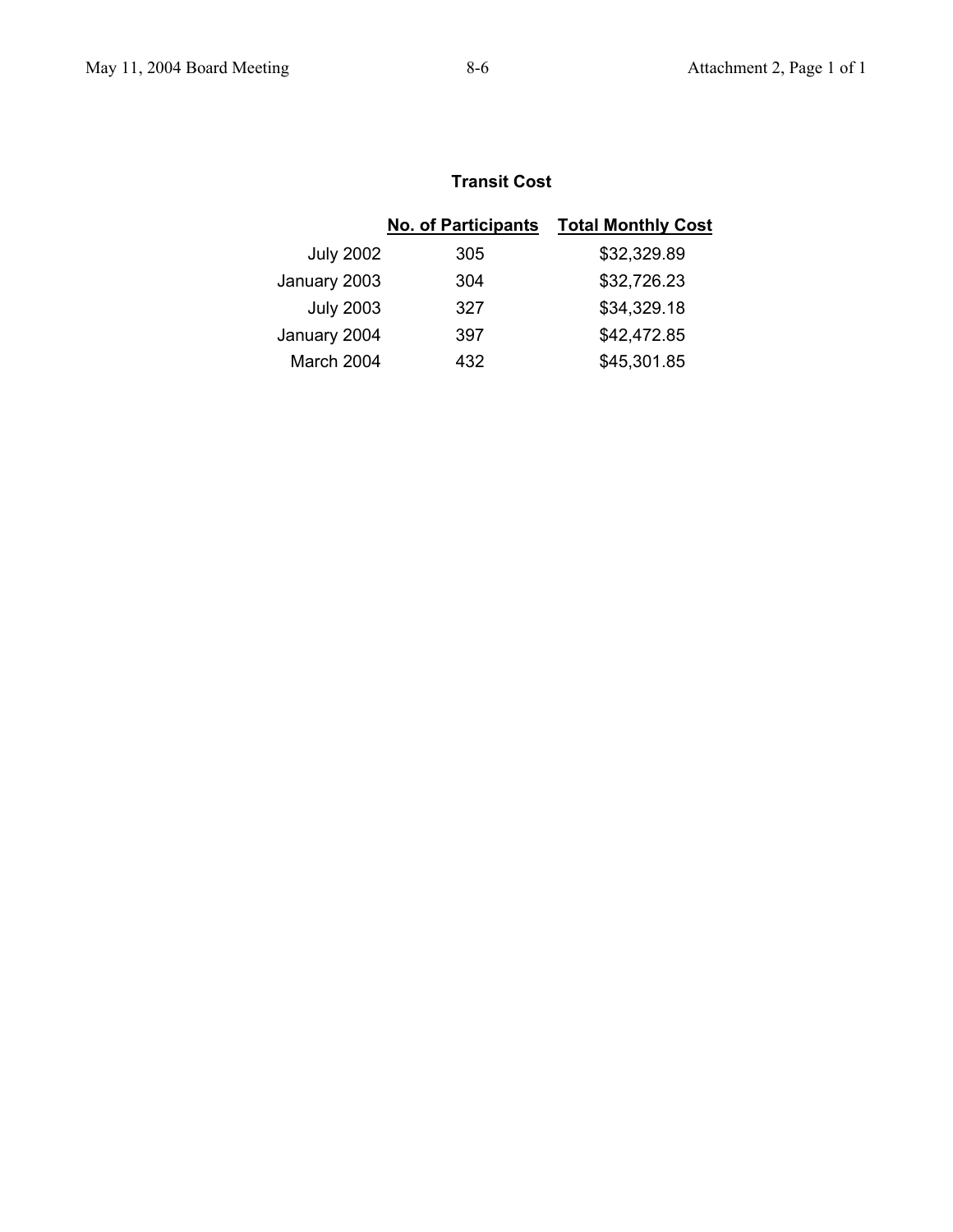**Transit Cost**

| | No. of Participants | Total Monthly Cost |
|---|---|---|
| July 2002 | 305 | $32,329.89 |
| January 2003 | 304 | $32,726.23 |
| July 2003 | 327 | $34,329.18 |
| January 2004 | 397 | $42,472.85 |
| March 2004 | 432 | $45,301.85 |